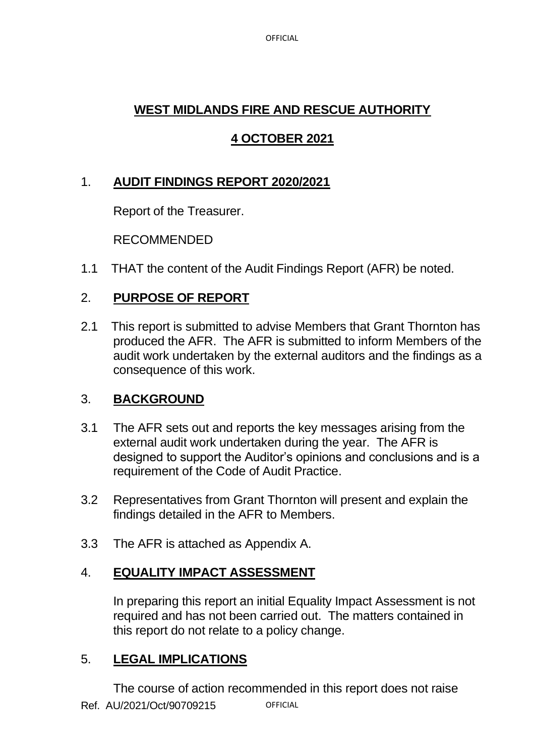# WEST MIDLANDS FIRE AND RESCUE AUTHORITY

## 4 OCTOBER 2021

## 1. AUDIT FINDINGS REPORT 2020/2021

Report of the Treasurer.

RECOMMENDED

1.1 THAT the content of the Audit Findings Report (AFR) be noted.

## 2. PURPOSE OF REPORT

2.1 This report is submitted to advise Members that Grant Thornton has produced the AFR. The AFR is submitted to inform Members of the audit work undertaken by the external auditors and the findings as a consequence of this work.

## 3. BACKGROUND

3.1 The AFR sets out and reports the key messages arising from the external audit work undertaken during the year. The AFR is designed to support the Auditor's opinions and conclusions and is a requirement of the Code of Audit Practice.

3.2 Representatives from Grant Thornton will present and explain the findings detailed in the AFR to Members.

3.3 The AFR is attached as Appendix A.

## 4. EQUALITY IMPACT ASSESSMENT

In preparing this report an initial Equality Impact Assessment is not required and has not been carried out. The matters contained in this report do not relate to a policy change.

## 5. LEGAL IMPLICATIONS

The course of action recommended in this report does not raise

Ref. AU/2021/Oct/90709215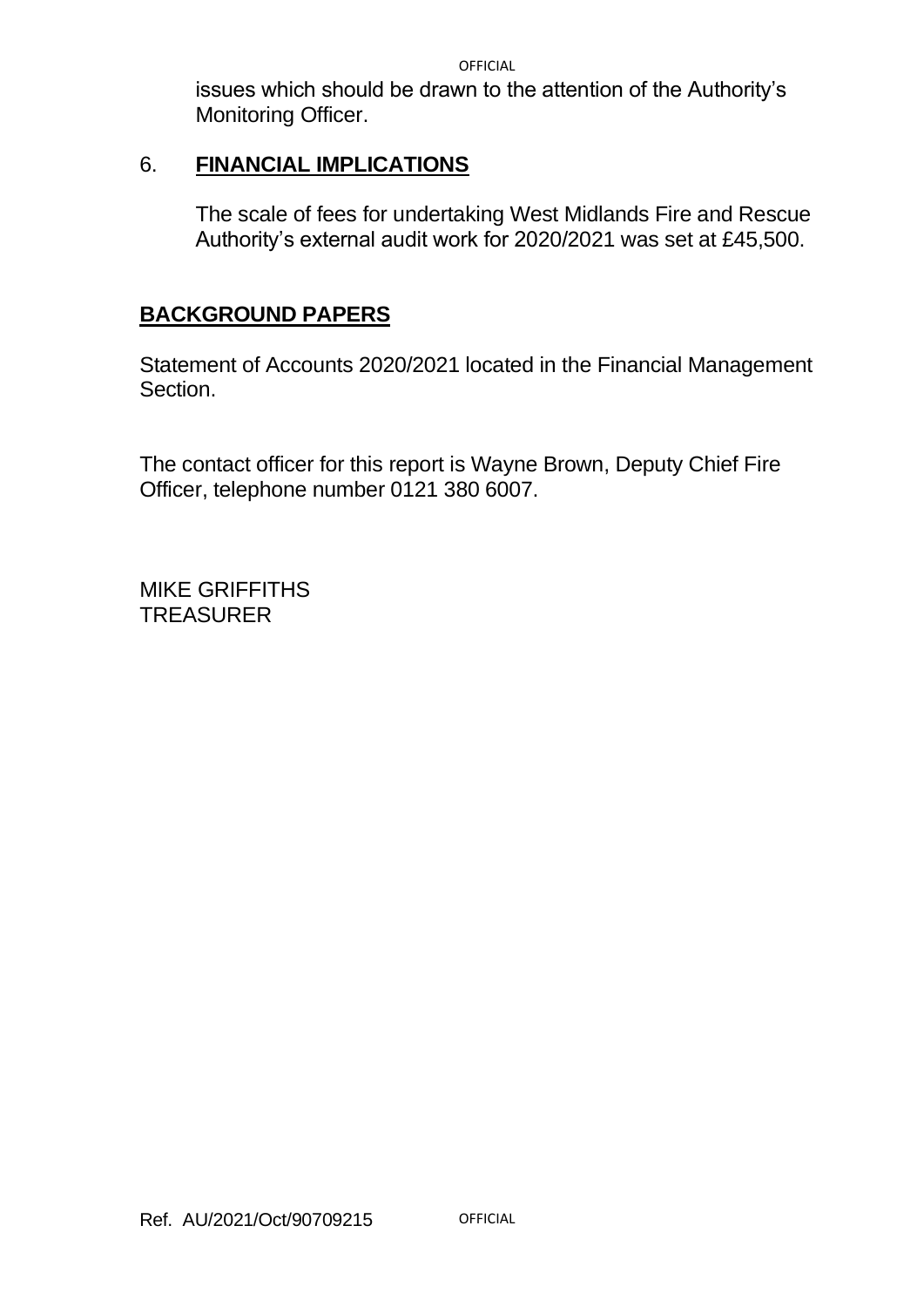issues which should be drawn to the attention of the Authority's Monitoring Officer.

## 6. FINANCIAL IMPLICATIONS

The scale of fees for undertaking West Midlands Fire and Rescue Authority's external audit work for 2020/2021 was set at £45,500.

## BACKGROUND PAPERS

Statement of Accounts 2020/2021 located in the Financial Management Section.

The contact officer for this report is Wayne Brown, Deputy Chief Fire Officer, telephone number 0121 380 6007.

MIKE GRIFFITHS
TREASURER

Ref. AU/2021/Oct/90709215